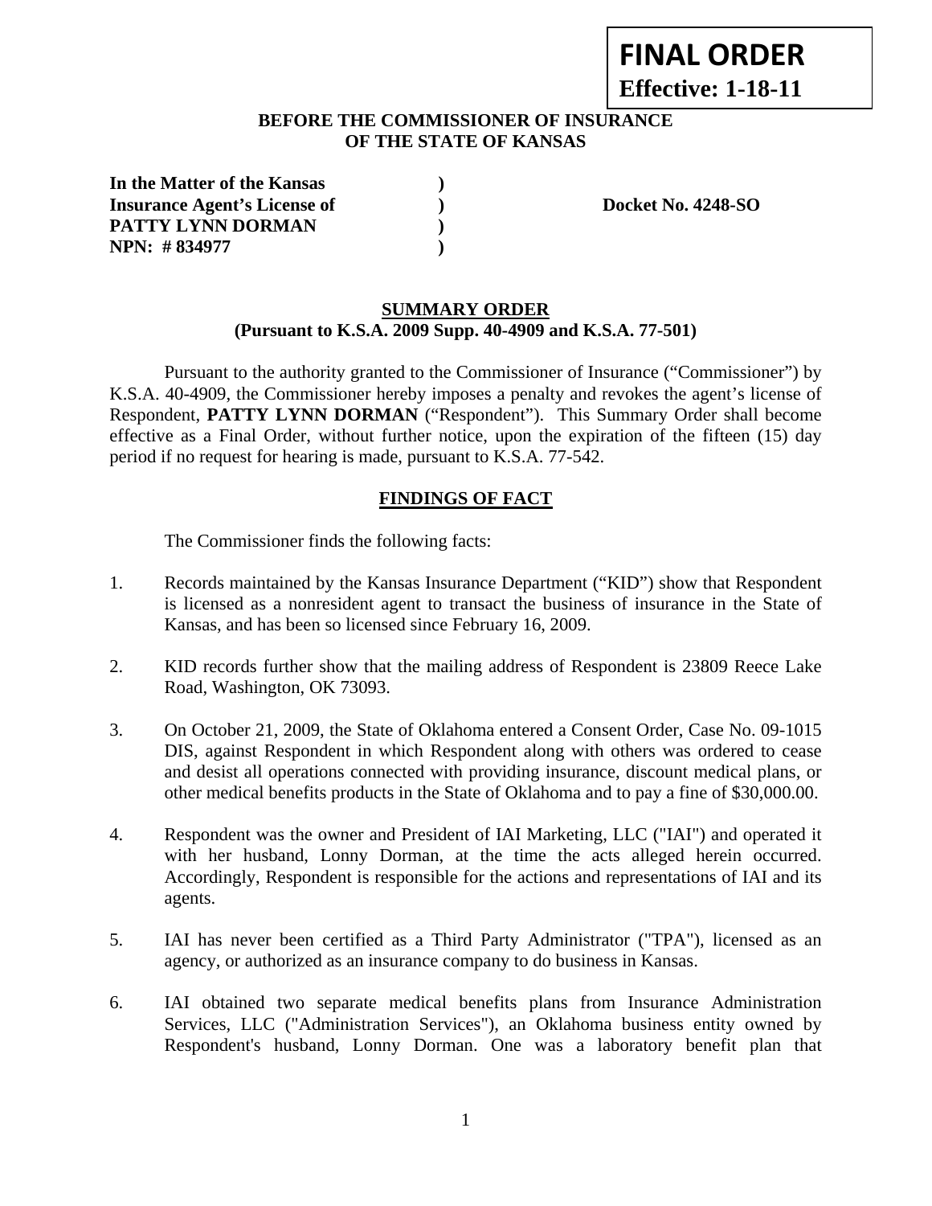**FINAL ORDER**
**Effective: 1-18-11**

**BEFORE THE COMMISSIONER OF INSURANCE**
**OF THE STATE OF KANSAS**

**In the Matter of the Kansas )**
**Insurance Agent's License of )** **Docket No. 4248-SO**
**PATTY LYNN DORMAN )**
**NPN: # 834977 )**

**SUMMARY ORDER**
**(Pursuant to K.S.A. 2009 Supp. 40-4909 and K.S.A. 77-501)**

Pursuant to the authority granted to the Commissioner of Insurance ("Commissioner") by K.S.A. 40-4909, the Commissioner hereby imposes a penalty and revokes the agent's license of Respondent, **PATTY LYNN DORMAN** ("Respondent"). This Summary Order shall become effective as a Final Order, without further notice, upon the expiration of the fifteen (15) day period if no request for hearing is made, pursuant to K.S.A. 77-542.

**FINDINGS OF FACT**

The Commissioner finds the following facts:

1. Records maintained by the Kansas Insurance Department ("KID") show that Respondent is licensed as a nonresident agent to transact the business of insurance in the State of Kansas, and has been so licensed since February 16, 2009.

2. KID records further show that the mailing address of Respondent is 23809 Reece Lake Road, Washington, OK 73093.

3. On October 21, 2009, the State of Oklahoma entered a Consent Order, Case No. 09-1015 DIS, against Respondent in which Respondent along with others was ordered to cease and desist all operations connected with providing insurance, discount medical plans, or other medical benefits products in the State of Oklahoma and to pay a fine of $30,000.00.

4. Respondent was the owner and President of IAI Marketing, LLC ("IAI") and operated it with her husband, Lonny Dorman, at the time the acts alleged herein occurred. Accordingly, Respondent is responsible for the actions and representations of IAI and its agents.

5. IAI has never been certified as a Third Party Administrator ("TPA"), licensed as an agency, or authorized as an insurance company to do business in Kansas.

6. IAI obtained two separate medical benefits plans from Insurance Administration Services, LLC ("Administration Services"), an Oklahoma business entity owned by Respondent's husband, Lonny Dorman. One was a laboratory benefit plan that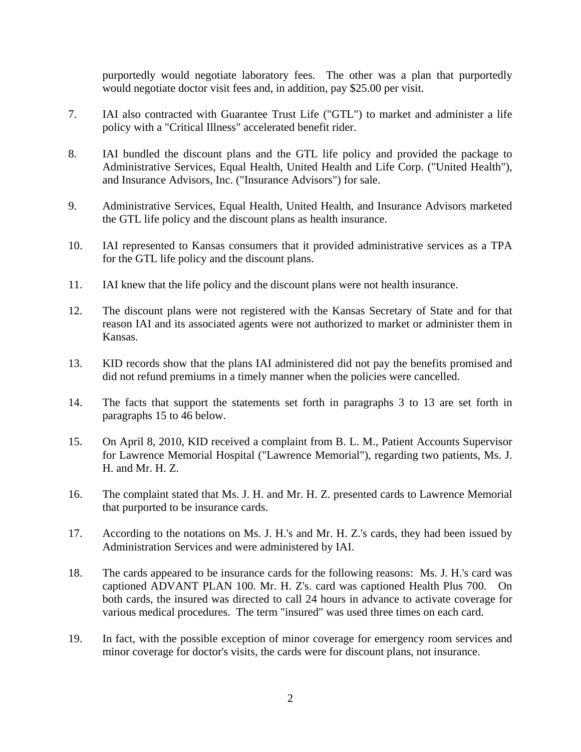purportedly would negotiate laboratory fees. The other was a plan that purportedly would negotiate doctor visit fees and, in addition, pay $25.00 per visit.

7. IAI also contracted with Guarantee Trust Life ("GTL") to market and administer a life policy with a "Critical Illness" accelerated benefit rider.

8. IAI bundled the discount plans and the GTL life policy and provided the package to Administrative Services, Equal Health, United Health and Life Corp. ("United Health"), and Insurance Advisors, Inc. ("Insurance Advisors") for sale.

9. Administrative Services, Equal Health, United Health, and Insurance Advisors marketed the GTL life policy and the discount plans as health insurance.

10. IAI represented to Kansas consumers that it provided administrative services as a TPA for the GTL life policy and the discount plans.

11. IAI knew that the life policy and the discount plans were not health insurance.

12. The discount plans were not registered with the Kansas Secretary of State and for that reason IAI and its associated agents were not authorized to market or administer them in Kansas.

13. KID records show that the plans IAI administered did not pay the benefits promised and did not refund premiums in a timely manner when the policies were cancelled.

14. The facts that support the statements set forth in paragraphs 3 to 13 are set forth in paragraphs 15 to 46 below.

15. On April 8, 2010, KID received a complaint from B. L. M., Patient Accounts Supervisor for Lawrence Memorial Hospital ("Lawrence Memorial"), regarding two patients, Ms. J. H. and Mr. H. Z.

16. The complaint stated that Ms. J. H. and Mr. H. Z. presented cards to Lawrence Memorial that purported to be insurance cards.

17. According to the notations on Ms. J. H.'s and Mr. H. Z.'s cards, they had been issued by Administration Services and were administered by IAI.

18. The cards appeared to be insurance cards for the following reasons: Ms. J. H.'s card was captioned ADVANT PLAN 100. Mr. H. Z's. card was captioned Health Plus 700. On both cards, the insured was directed to call 24 hours in advance to activate coverage for various medical procedures. The term "insured" was used three times on each card.

19. In fact, with the possible exception of minor coverage for emergency room services and minor coverage for doctor's visits, the cards were for discount plans, not insurance.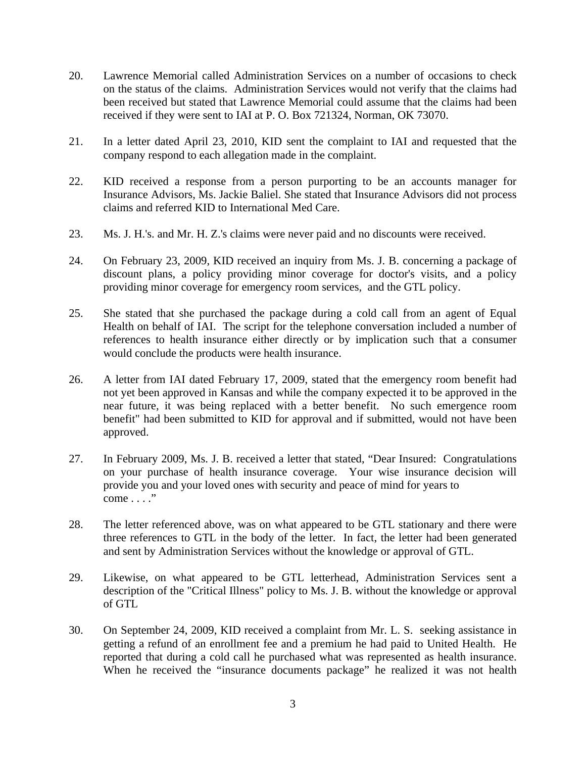20. Lawrence Memorial called Administration Services on a number of occasions to check on the status of the claims. Administration Services would not verify that the claims had been received but stated that Lawrence Memorial could assume that the claims had been received if they were sent to IAI at P. O. Box 721324, Norman, OK 73070.

21. In a letter dated April 23, 2010, KID sent the complaint to IAI and requested that the company respond to each allegation made in the complaint.

22. KID received a response from a person purporting to be an accounts manager for Insurance Advisors, Ms. Jackie Baliel. She stated that Insurance Advisors did not process claims and referred KID to International Med Care.

23. Ms. J. H.'s. and Mr. H. Z.'s claims were never paid and no discounts were received.

24. On February 23, 2009, KID received an inquiry from Ms. J. B. concerning a package of discount plans, a policy providing minor coverage for doctor's visits, and a policy providing minor coverage for emergency room services, and the GTL policy.

25. She stated that she purchased the package during a cold call from an agent of Equal Health on behalf of IAI. The script for the telephone conversation included a number of references to health insurance either directly or by implication such that a consumer would conclude the products were health insurance.

26. A letter from IAI dated February 17, 2009, stated that the emergency room benefit had not yet been approved in Kansas and while the company expected it to be approved in the near future, it was being replaced with a better benefit. No such emergence room benefit" had been submitted to KID for approval and if submitted, would not have been approved.

27. In February 2009, Ms. J. B. received a letter that stated, "Dear Insured: Congratulations on your purchase of health insurance coverage. Your wise insurance decision will provide you and your loved ones with security and peace of mind for years to come . . . ."

28. The letter referenced above, was on what appeared to be GTL stationary and there were three references to GTL in the body of the letter. In fact, the letter had been generated and sent by Administration Services without the knowledge or approval of GTL.

29. Likewise, on what appeared to be GTL letterhead, Administration Services sent a description of the "Critical Illness" policy to Ms. J. B. without the knowledge or approval of GTL

30. On September 24, 2009, KID received a complaint from Mr. L. S. seeking assistance in getting a refund of an enrollment fee and a premium he had paid to United Health. He reported that during a cold call he purchased what was represented as health insurance. When he received the "insurance documents package" he realized it was not health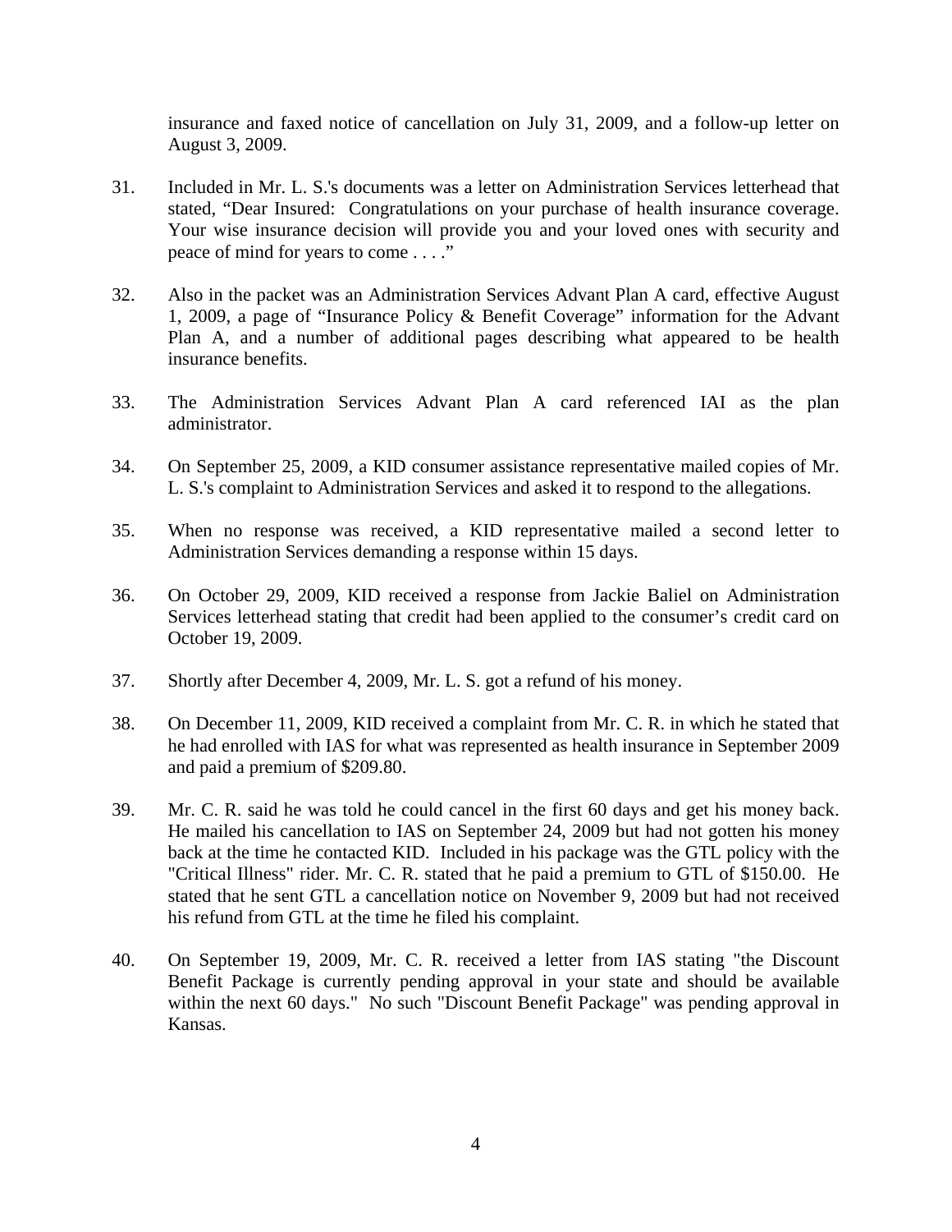insurance and faxed notice of cancellation on July 31, 2009, and a follow-up letter on August 3, 2009.

31. Included in Mr. L. S.'s documents was a letter on Administration Services letterhead that stated, "Dear Insured: Congratulations on your purchase of health insurance coverage. Your wise insurance decision will provide you and your loved ones with security and peace of mind for years to come . . . ."

32. Also in the packet was an Administration Services Advant Plan A card, effective August 1, 2009, a page of "Insurance Policy & Benefit Coverage" information for the Advant Plan A, and a number of additional pages describing what appeared to be health insurance benefits.

33. The Administration Services Advant Plan A card referenced IAI as the plan administrator.

34. On September 25, 2009, a KID consumer assistance representative mailed copies of Mr. L. S.'s complaint to Administration Services and asked it to respond to the allegations.

35. When no response was received, a KID representative mailed a second letter to Administration Services demanding a response within 15 days.

36. On October 29, 2009, KID received a response from Jackie Baliel on Administration Services letterhead stating that credit had been applied to the consumer's credit card on October 19, 2009.

37. Shortly after December 4, 2009, Mr. L. S. got a refund of his money.

38. On December 11, 2009, KID received a complaint from Mr. C. R. in which he stated that he had enrolled with IAS for what was represented as health insurance in September 2009 and paid a premium of $209.80.

39. Mr. C. R. said he was told he could cancel in the first 60 days and get his money back. He mailed his cancellation to IAS on September 24, 2009 but had not gotten his money back at the time he contacted KID. Included in his package was the GTL policy with the "Critical Illness" rider. Mr. C. R. stated that he paid a premium to GTL of $150.00. He stated that he sent GTL a cancellation notice on November 9, 2009 but had not received his refund from GTL at the time he filed his complaint.

40. On September 19, 2009, Mr. C. R. received a letter from IAS stating "the Discount Benefit Package is currently pending approval in your state and should be available within the next 60 days." No such "Discount Benefit Package" was pending approval in Kansas.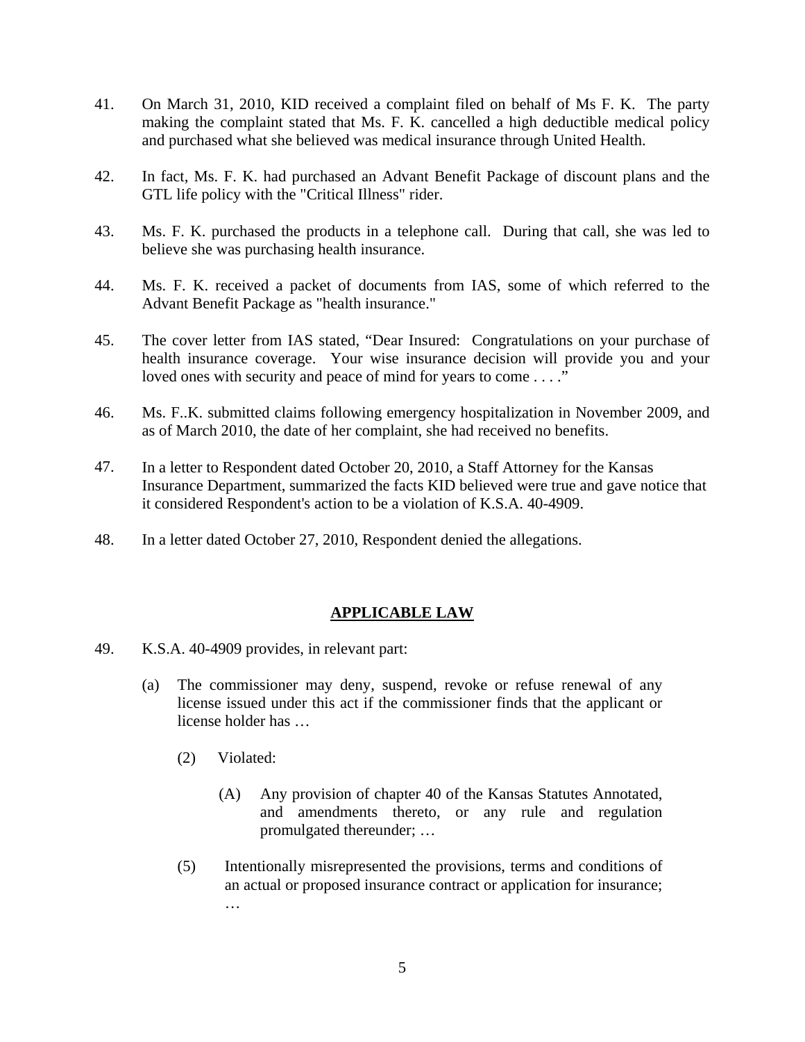41. On March 31, 2010, KID received a complaint filed on behalf of Ms F. K. The party making the complaint stated that Ms. F. K. cancelled a high deductible medical policy and purchased what she believed was medical insurance through United Health.

42. In fact, Ms. F. K. had purchased an Advant Benefit Package of discount plans and the GTL life policy with the "Critical Illness" rider.

43. Ms. F. K. purchased the products in a telephone call. During that call, she was led to believe she was purchasing health insurance.

44. Ms. F. K. received a packet of documents from IAS, some of which referred to the Advant Benefit Package as "health insurance."

45. The cover letter from IAS stated, "Dear Insured: Congratulations on your purchase of health insurance coverage. Your wise insurance decision will provide you and your loved ones with security and peace of mind for years to come . . . ."

46. Ms. F..K. submitted claims following emergency hospitalization in November 2009, and as of March 2010, the date of her complaint, she had received no benefits.

47. In a letter to Respondent dated October 20, 2010, a Staff Attorney for the Kansas Insurance Department, summarized the facts KID believed were true and gave notice that it considered Respondent's action to be a violation of K.S.A. 40-4909.

48. In a letter dated October 27, 2010, Respondent denied the allegations.

## APPLICABLE LAW

49. K.S.A. 40-4909 provides, in relevant part:

   (a) The commissioner may deny, suspend, revoke or refuse renewal of any license issued under this act if the commissioner finds that the applicant or license holder has …

      (2) Violated:

         (A) Any provision of chapter 40 of the Kansas Statutes Annotated, and amendments thereto, or any rule and regulation promulgated thereunder; …

      (5) Intentionally misrepresented the provisions, terms and conditions of an actual or proposed insurance contract or application for insurance; …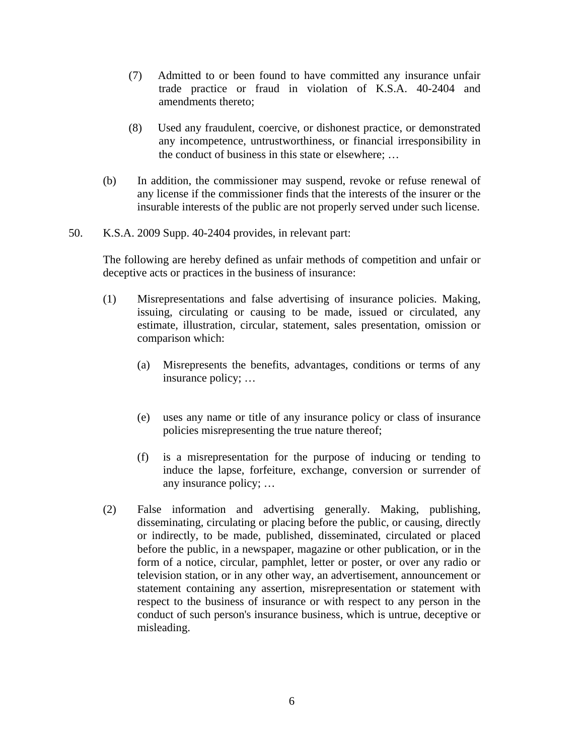(7) Admitted to or been found to have committed any insurance unfair trade practice or fraud in violation of K.S.A. 40-2404 and amendments thereto;

(8) Used any fraudulent, coercive, or dishonest practice, or demonstrated any incompetence, untrustworthiness, or financial irresponsibility in the conduct of business in this state or elsewhere; …

(b) In addition, the commissioner may suspend, revoke or refuse renewal of any license if the commissioner finds that the interests of the insurer or the insurable interests of the public are not properly served under such license.

50. K.S.A. 2009 Supp. 40-2404 provides, in relevant part:

The following are hereby defined as unfair methods of competition and unfair or deceptive acts or practices in the business of insurance:

(1) Misrepresentations and false advertising of insurance policies. Making, issuing, circulating or causing to be made, issued or circulated, any estimate, illustration, circular, statement, sales presentation, omission or comparison which:

(a) Misrepresents the benefits, advantages, conditions or terms of any insurance policy; …

(e) uses any name or title of any insurance policy or class of insurance policies misrepresenting the true nature thereof;

(f) is a misrepresentation for the purpose of inducing or tending to induce the lapse, forfeiture, exchange, conversion or surrender of any insurance policy; …

(2) False information and advertising generally. Making, publishing, disseminating, circulating or placing before the public, or causing, directly or indirectly, to be made, published, disseminated, circulated or placed before the public, in a newspaper, magazine or other publication, or in the form of a notice, circular, pamphlet, letter or poster, or over any radio or television station, or in any other way, an advertisement, announcement or statement containing any assertion, misrepresentation or statement with respect to the business of insurance or with respect to any person in the conduct of such person's insurance business, which is untrue, deceptive or misleading.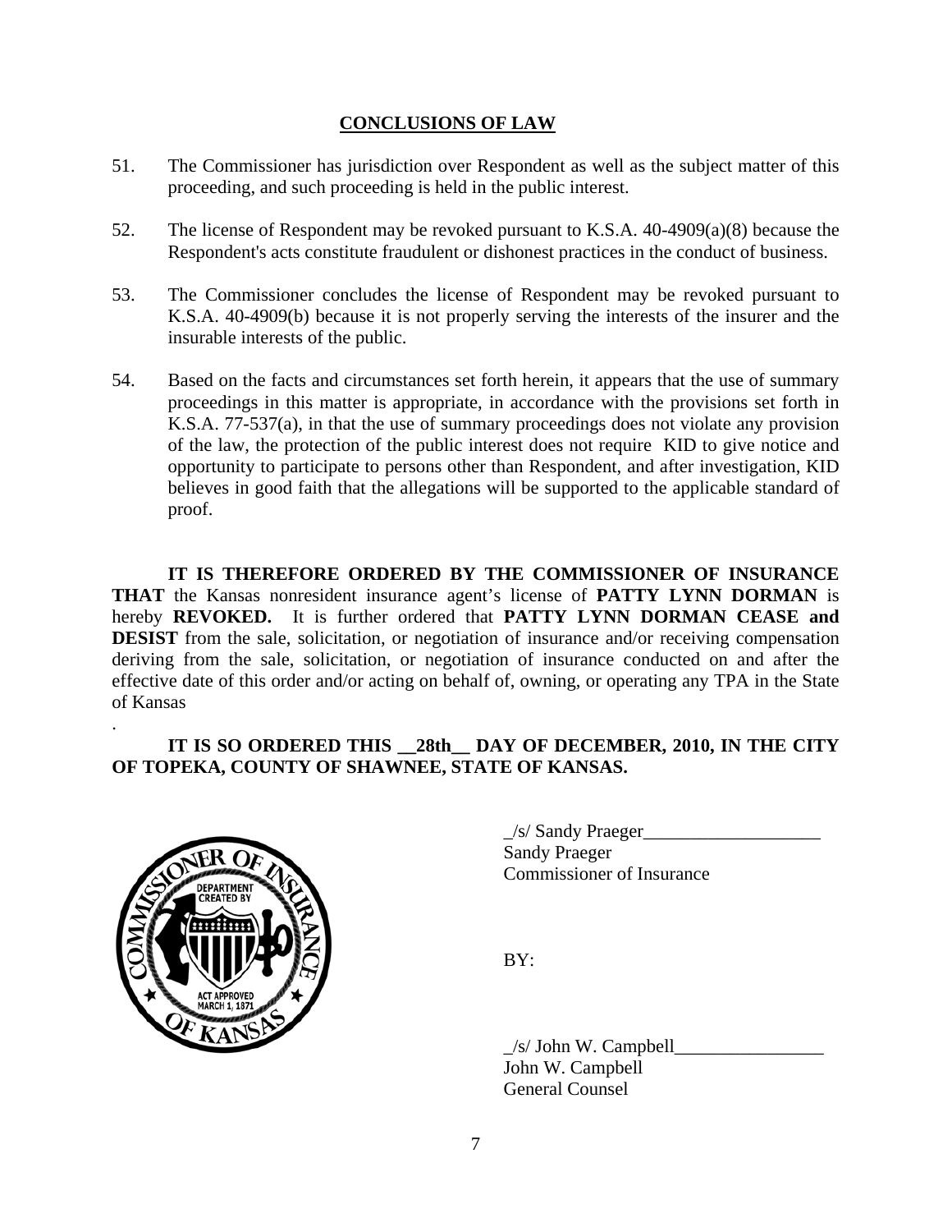## CONCLUSIONS OF LAW

51. The Commissioner has jurisdiction over Respondent as well as the subject matter of this proceeding, and such proceeding is held in the public interest.

52. The license of Respondent may be revoked pursuant to K.S.A. 40-4909(a)(8) because the Respondent's acts constitute fraudulent or dishonest practices in the conduct of business.

53. The Commissioner concludes the license of Respondent may be revoked pursuant to K.S.A. 40-4909(b) because it is not properly serving the interests of the insurer and the insurable interests of the public.

54. Based on the facts and circumstances set forth herein, it appears that the use of summary proceedings in this matter is appropriate, in accordance with the provisions set forth in K.S.A. 77-537(a), in that the use of summary proceedings does not violate any provision of the law, the protection of the public interest does not require KID to give notice and opportunity to participate to persons other than Respondent, and after investigation, KID believes in good faith that the allegations will be supported to the applicable standard of proof.

**IT IS THEREFORE ORDERED BY THE COMMISSIONER OF INSURANCE THAT** the Kansas nonresident insurance agent's license of **PATTY LYNN DORMAN** is hereby **REVOKED.** It is further ordered that **PATTY LYNN DORMAN CEASE and DESIST** from the sale, solicitation, or negotiation of insurance and/or receiving compensation deriving from the sale, solicitation, or negotiation of insurance conducted on and after the effective date of this order and/or acting on behalf of, owning, or operating any TPA in the State of Kansas

.

**IT IS SO ORDERED THIS __28th__ DAY OF DECEMBER, 2010, IN THE CITY OF TOPEKA, COUNTY OF SHAWNEE, STATE OF KANSAS.**

_/s/ Sandy Praeger___________________
Sandy Praeger
Commissioner of Insurance

BY:

_/s/ John W. Campbell________________
John W. Campbell
General Counsel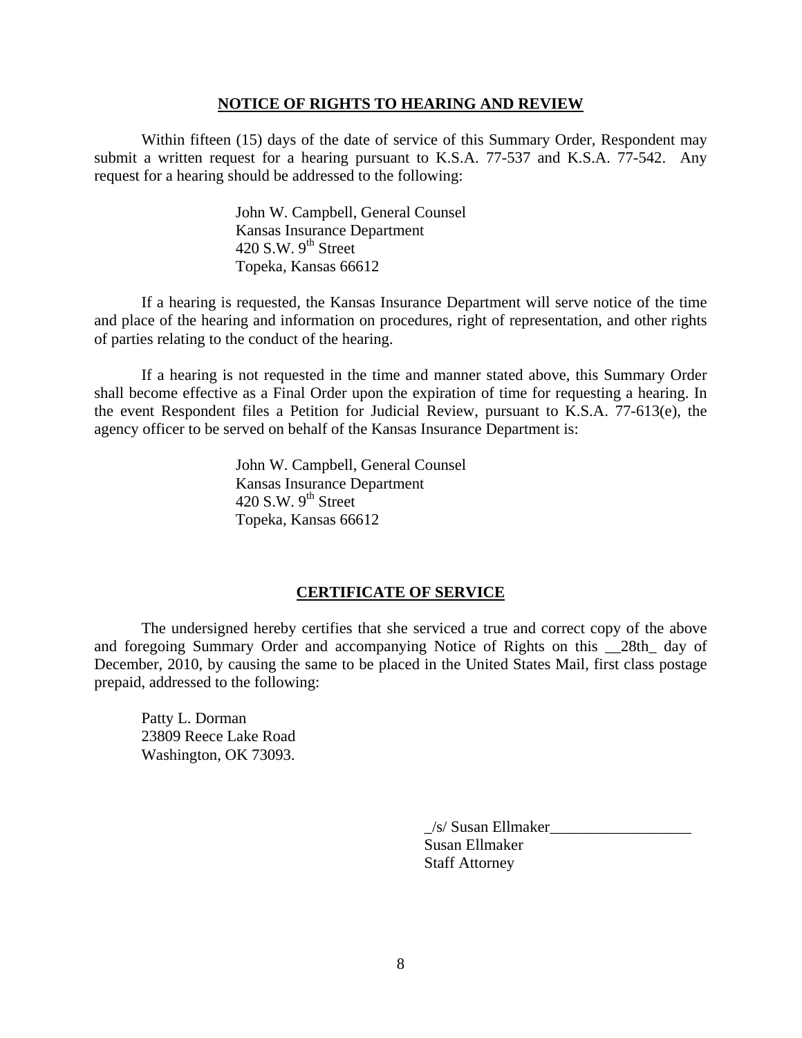## NOTICE OF RIGHTS TO HEARING AND REVIEW

Within fifteen (15) days of the date of service of this Summary Order, Respondent may submit a written request for a hearing pursuant to K.S.A. 77-537 and K.S.A. 77-542. Any request for a hearing should be addressed to the following:

John W. Campbell, General Counsel
Kansas Insurance Department
420 S.W. 9th Street
Topeka, Kansas 66612

If a hearing is requested, the Kansas Insurance Department will serve notice of the time and place of the hearing and information on procedures, right of representation, and other rights of parties relating to the conduct of the hearing.

If a hearing is not requested in the time and manner stated above, this Summary Order shall become effective as a Final Order upon the expiration of time for requesting a hearing. In the event Respondent files a Petition for Judicial Review, pursuant to K.S.A. 77-613(e), the agency officer to be served on behalf of the Kansas Insurance Department is:

John W. Campbell, General Counsel
Kansas Insurance Department
420 S.W. 9th Street
Topeka, Kansas 66612

## CERTIFICATE OF SERVICE

The undersigned hereby certifies that she serviced a true and correct copy of the above and foregoing Summary Order and accompanying Notice of Rights on this __28th_ day of December, 2010, by causing the same to be placed in the United States Mail, first class postage prepaid, addressed to the following:

Patty L. Dorman
23809 Reece Lake Road
Washington, OK 73093.

_/s/ Susan Ellmaker__________________
Susan Ellmaker
Staff Attorney